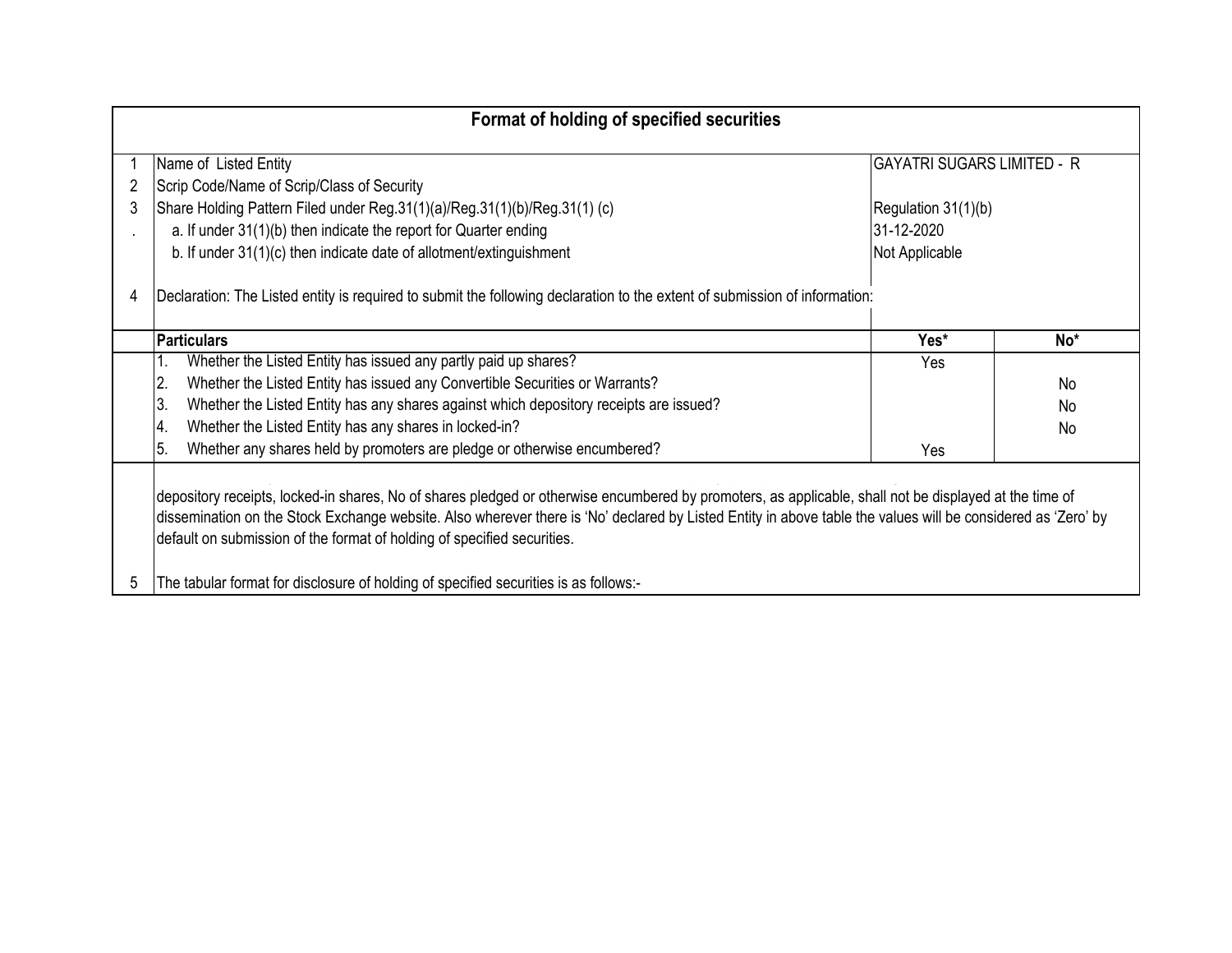# Format of holding of specified securities

| | | | |
|---|---|---|---|
| 1 | Name of Listed Entity | GAYATRI SUGARS LIMITED - R | |
| 2 | Scrip Code/Name of Scrip/Class of Security | | |
| 3 | Share Holding Pattern Filed under Reg.31(1)(a)/Reg.31(1)(b)/Reg.31(1) (c) | Regulation 31(1)(b) | |
| . | a. If under 31(1)(b) then indicate the report for Quarter ending | 31-12-2020 | |
| | b. If under 31(1)(c) then indicate date of allotment/extinguishment | Not Applicable | |
| 4 | Declaration: The Listed entity is required to submit the following declaration to the extent of submission of information: | | |

| | Particulars | Yes* | No* |
|---|---|---|---|
| | 1. Whether the Listed Entity has issued any partly paid up shares? | Yes | |
| | 2. Whether the Listed Entity has issued any Convertible Securities or Warrants? | | No |
| | 3. Whether the Listed Entity has any shares against which depository receipts are issued? | | No |
| | 4. Whether the Listed Entity has any shares in locked-in? | | No |
| | 5. Whether any shares held by promoters are pledge or otherwise encumbered? | Yes | |

depository receipts, locked-in shares, No of shares pledged or otherwise encumbered by promoters, as applicable, shall not be displayed at the time of dissemination on the Stock Exchange website. Also wherever there is 'No' declared by Listed Entity in above table the values will be considered as 'Zero' by default on submission of the format of holding of specified securities.

5 The tabular format for disclosure of holding of specified securities is as follows:-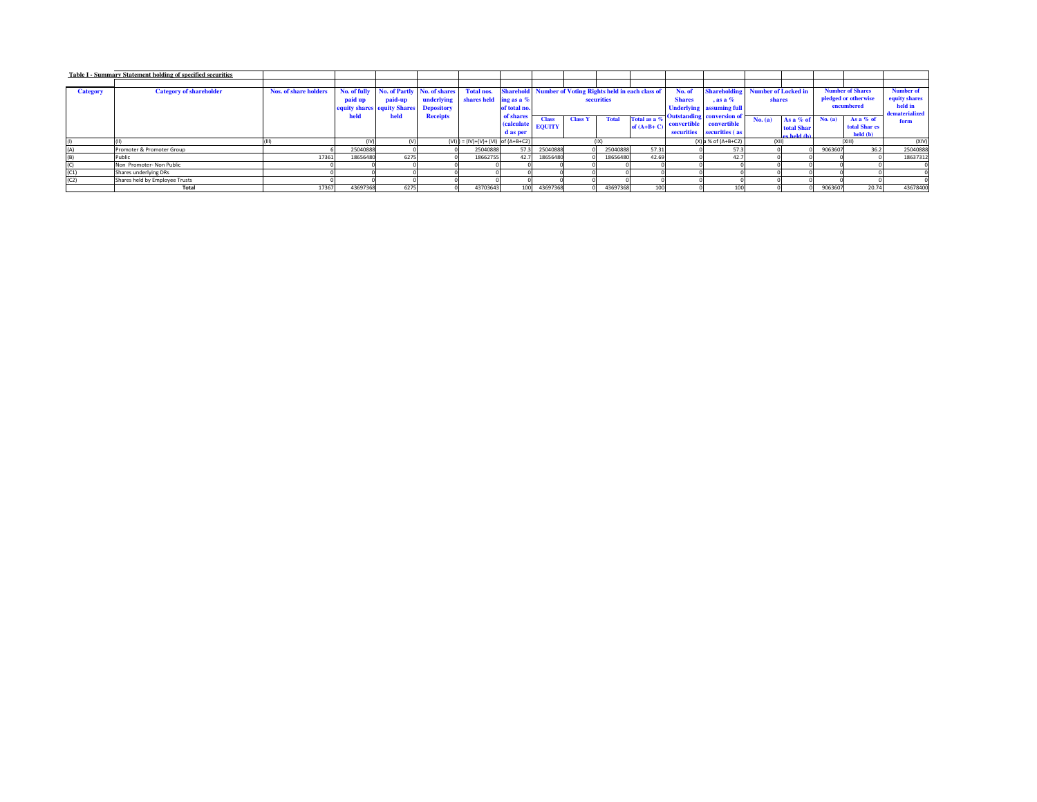**Table I - Summary Statement holding of specified securities**

| Category | Category of shareholder | Nos. of share holders | No. of fully paid up equity shares held | No. of Partly paid-up equity Shares held | No. of shares underlying Depository Receipts | Total nos. shares held | Shareholding as a % of total no. of shares (calculated as per | Number of Voting Rights held in each class of securities | | | | No. of Shares Underlying Outstanding convertible securities | Shareholding , as a % assuming full conversion of convertible securities ( as | Number of Locked in shares | | Number of Shares pledged or otherwise encumbered | | Number of equity shares held in dematerialized form |
|---|---|---|---|---|---|---|---|---|---|---|---|---|---|---|---|---|---|---|
| | | | | | | | | Class EQUITY | Class Y | Total | Total as a % of (A+B+ C) | | | No. (a) | As a % of total Shares held (b) | No. (a) | As a % of total Shar es held (b) | |
| (I) | (II) | (III) | (IV) | (V) | (VI) | (VII) = (IV)+(V)+ (VI) | of (A+B+C2) | (IX) | | | | (X) | a % of (A+B+C2) | (XII) | | (XIII) | | (XIV) |
| (A) | Promoter & Promoter Group | 6 | 25040888 | 0 | 0 | 25040888 | 57.3 | 25040888 | 0 | 25040888 | 57.31 | 0 | 57.3 | 0 | 0 | 9063607 | 36.2 | 25040888 |
| (B) | Public | 17361 | 18656480 | 6275 | 0 | 18662755 | 42.7 | 18656480 | 0 | 18656480 | 42.69 | 0 | 42.7 | 0 | 0 | 0 | 0 | 18637312 |
| (C) | Non Promoter- Non Public | 0 | 0 | 0 | 0 | 0 | 0 | 0 | 0 | 0 | 0 | 0 | 0 | 0 | 0 | 0 | 0 | 0 |
| (C1) | Shares underlying DRs | 0 | 0 | 0 | 0 | 0 | 0 | 0 | 0 | 0 | 0 | 0 | 0 | 0 | 0 | 0 | 0 | 0 |
| (C2) | Shares held by Employee Trusts | 0 | 0 | 0 | 0 | 0 | 0 | 0 | 0 | 0 | 0 | 0 | 0 | 0 | 0 | 0 | 0 | 0 |
| | Total | 17367 | 43697368 | 6275 | 0 | 43703643 | 100 | 43697368 | 0 | 43697368 | 100 | 0 | 100 | 0 | 0 | 9063607 | 20.74 | 43678400 |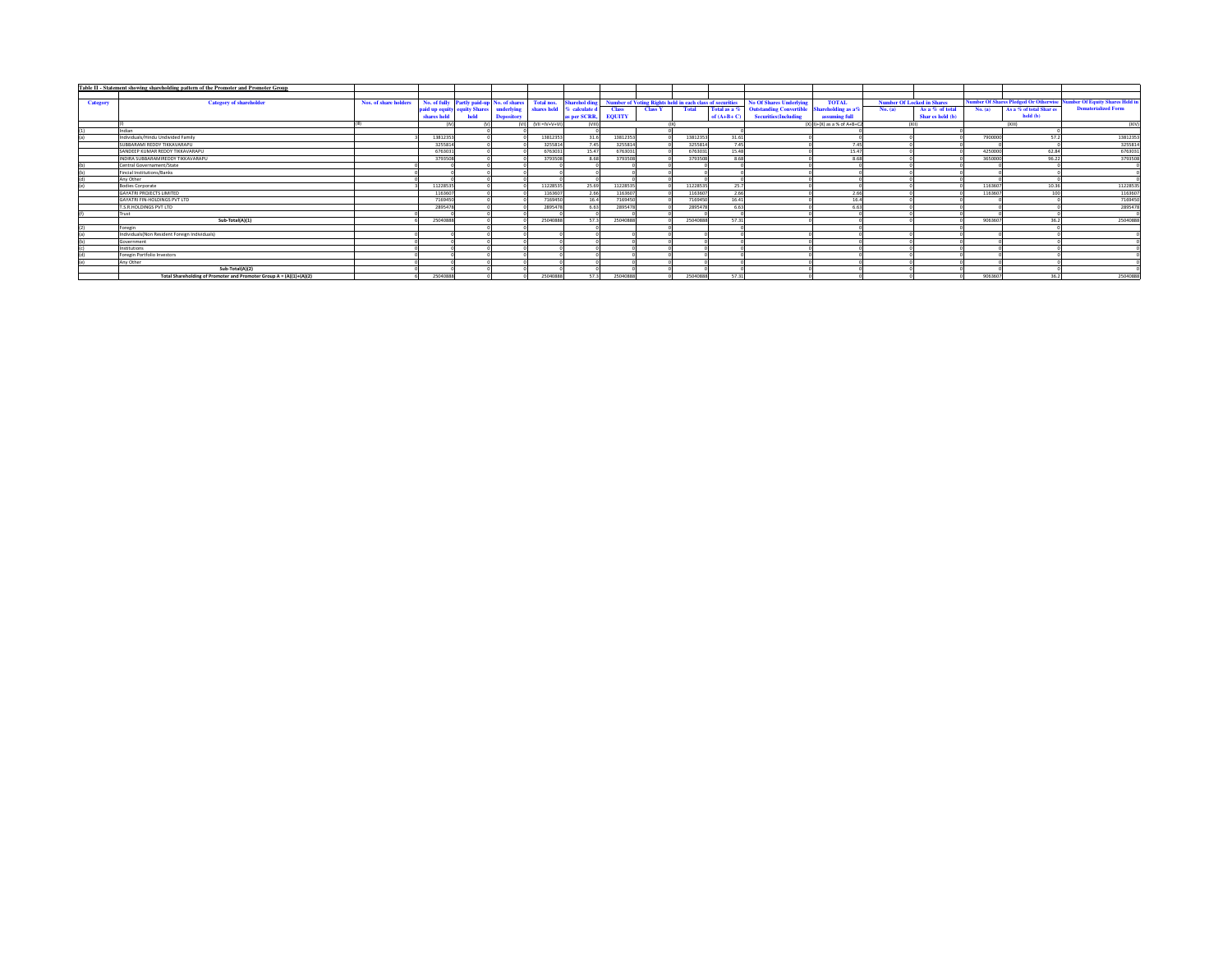**Table II - Statement showing shareholding pattern of the Promoter and Promoter Group**

| Category | Category of shareholder | Nos. of share holders | No. of fully paid up equity shares held | Partly paid-up equity Shares held | No. of shares underlying Depository | Total nos. shares held | Sharehol ding % calculate d as per SCRR, | Number of Voting Rights held in each class of securities | | | | No Of Shares Underlying Outstanding Convertible Securities(Including | TOTAL Shareholding as a% assuming full | Number Of Locked in Shares | | Number Of Shares Pledged Or Otherwise | | Number Of Equity Shares Held in Dematerialized Form |
|---|---|---|---|---|---|---|---|---|---|---|---|---|---|---|---|---|---|---|
| | | | | | | | | Class EQUITY | Class Y | Total | Total as a % of (A+B+ C) | | | No. (a) | As a % of total Shar es held (b) | No. (a) | As a % of total Shar es held (b) | |
| | (I) | (II) | (IV) | (V) | (VI) | (VII =IV+V+VI) | (VIII) | | | (IX) | | (X) | (XI)=(VII)+(X) As a % of A+B+C2 | | (XII) | | (XIII) | (XIV) |
| (1) | Indian | | | 0 | 0 | | 0 | | 0 | | 0 | | 0 | | 0 | | 0 | |
| (a) | Individuals/Hindu Undivided Family | 3 | 13812353 | 0 | 0 | 13812353 | 31.6 | 13812353 | 0 | 13812353 | 31.61 | 0 | 0 | 0 | 0 | 7900000 | 57.2 | 13812353 |
| | SUBBARAMI REDDY TIKKAVARAPU | | 3255814 | 0 | 0 | 3255814 | 7.45 | 3255814 | 0 | 3255814 | 7.45 | 0 | 7.45 | 0 | 0 | 0 | 0 | 3255814 |
| | SANDEEP KUMAR REDDY TIKKAVARAPU | | 6763031 | 0 | 0 | 6763031 | 15.47 | 6763031 | 0 | 6763031 | 15.48 | 0 | 15.47 | 0 | 0 | 4250000 | 62.84 | 6763031 |
| | INDIRA SUBBARAMIREDDY TIKKAVARAPU | | 3793508 | 0 | 0 | 3793508 | 8.68 | 3793508 | 0 | 3793508 | 8.68 | 0 | 8.68 | 0 | 0 | 3650000 | 96.22 | 3793508 |
| (b) | Central Governament/State | 0 | 0 | 0 | 0 | 0 | 0 | 0 | 0 | 0 | 0 | 0 | 0 | 0 | 0 | 0 | 0 | 0 |
| (b) | Fincial Institutions/Banks | 0 | 0 | 0 | 0 | 0 | 0 | 0 | 0 | 0 | 0 | 0 | 0 | 0 | 0 | 0 | 0 | 0 |
| (d) | Any Other | 0 | 0 | 0 | 0 | 0 | 0 | 0 | 0 | 0 | 0 | 0 | 0 | 0 | 0 | 0 | 0 | 0 |
| (e) | Bodies Corporate | 3 | 11228535 | 0 | 0 | 11228535 | 25.69 | 11228535 | 0 | 11228535 | 25.7 | 0 | 0 | 0 | 0 | 1163607 | 10.36 | 11228535 |
| | GAYATRI PROJECTS LIMITED | | 1163607 | 0 | 0 | 1163607 | 2.66 | 1163607 | 0 | 1163607 | 2.66 | 0 | 2.66 | 0 | 0 | 1163607 | 100 | 1163607 |
| | GAYATRI FIN-HOLDINGS PVT LTD | | 7169450 | 0 | 0 | 7169450 | 16.4 | 7169450 | 0 | 7169450 | 16.41 | 0 | 16.4 | 0 | 0 | 0 | 0 | 7169450 |
| | T.S.R.HOLDINGS PVT LTD | | 2895478 | 0 | 0 | 2895478 | 6.63 | 2895478 | 0 | 2895478 | 6.63 | 0 | 6.63 | 0 | 0 | 0 | 0 | 2895478 |
| (f) | Trust | 0 | 0 | 0 | 0 | 0 | 0 | 0 | 0 | 0 | 0 | 0 | 0 | 0 | 0 | 0 | 0 | 0 |
| | **Sub-Total(A)(1)** | 6 | 25040888 | 0 | 0 | 25040888 | 57.3 | 25040888 | 0 | 25040888 | 57.31 | 0 | 0 | 0 | 0 | 9063607 | 36.2 | 25040888 |
| (2) | Foregin | | | 0 | 0 | | 0 | | 0 | | 0 | | 0 | | 0 | | 0 | |
| (a) | Individuals(Non Resident Foreign Individuals) | 0 | 0 | 0 | 0 | 0 | 0 | 0 | 0 | 0 | 0 | 0 | 0 | 0 | 0 | 0 | 0 | 0 |
| (b) | Government | 0 | 0 | 0 | 0 | 0 | 0 | 0 | 0 | 0 | 0 | 0 | 0 | 0 | 0 | 0 | 0 | 0 |
| (c) | Institutions | 0 | 0 | 0 | 0 | 0 | 0 | 0 | 0 | 0 | 0 | 0 | 0 | 0 | 0 | 0 | 0 | 0 |
| (d) | Foregin Portfolio Investors | 0 | 0 | 0 | 0 | 0 | 0 | 0 | 0 | 0 | 0 | 0 | 0 | 0 | 0 | 0 | 0 | 0 |
| (e) | Any Other | 0 | 0 | 0 | 0 | 0 | 0 | 0 | 0 | 0 | 0 | 0 | 0 | 0 | 0 | 0 | 0 | 0 |
| | **Sub-Total(A)(2)** | 0 | 0 | 0 | 0 | 0 | 0 | 0 | 0 | 0 | 0 | 0 | 0 | 0 | 0 | 0 | 0 | 0 |
| | **Total Shareholding of Promoter and Promoter Group A = (A)(1)+(A)(2)** | 6 | 25040888 | 0 | 0 | 25040888 | 57.3 | 25040888 | 0 | 25040888 | 57.31 | 0 | 0 | 0 | 0 | 9063607 | 36.2 | 25040888 |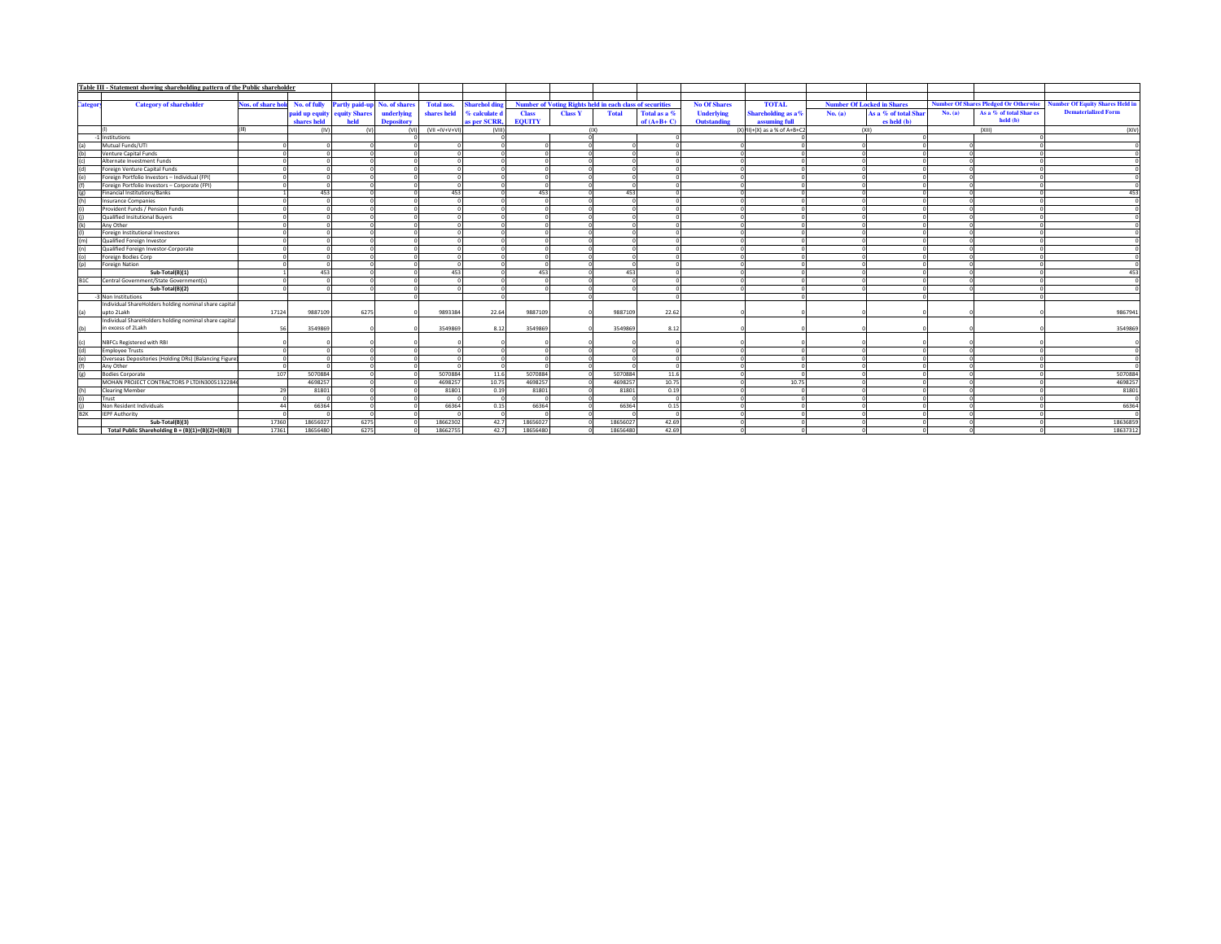**Table III - Statement showing shareholding pattern of the Public shareholder**

| Category | Category of shareholder | Nos. of share holders | No. of fully paid up equity shares held | Partly paid-up equity Shares held | No. of shares underlying Depository | Total nos. shares held | Sharehol ding % calculate d as per SCRR, | Number of Voting Rights held in each class of securities | | | | No Of Shares Underlying Outstanding | TOTAL Shareholding as a % assuming full | Number Of Locked in Shares | | Number Of Shares Pledged Or Otherwise | | Number Of Equity Shares Held in Dematerialized Form |
|---|---|---|---|---|---|---|---|---|---|---|---|---|---|---|---|---|---|---|
| | | | | | | | | Class EQUITY | Class Y | Total | Total as a % of (A+B+ C) | | | No. (a) | As a % of total Shar es held (b) | No. (a) | As a % of total Shar es held (b) | |
| | (I) | (III) | (IV) | (V) | (VI) | (VII =IV+V+VI) | (VIII) | | (IX) | | | (X) | (XI)=(VII)+(X) as a % of A+B+C2 | (XII) | | (XIII) | | (XIV) |
| -1 | Institutions | | | | 0 | | 0 | | 0 | | 0 | | 0 | | 0 | | 0 | |
| (a) | Mutual Funds/UTI | 0 | 0 | 0 | 0 | 0 | 0 | 0 | 0 | 0 | 0 | 0 | 0 | 0 | 0 | 0 | 0 | 0 |
| (b) | Venture Capital Funds | 0 | 0 | 0 | 0 | 0 | 0 | 0 | 0 | 0 | 0 | 0 | 0 | 0 | 0 | 0 | 0 | 0 |
| (c) | Alternate Investment Funds | 0 | 0 | 0 | 0 | 0 | 0 | 0 | 0 | 0 | 0 | 0 | 0 | 0 | 0 | 0 | 0 | 0 |
| (d) | Foreign Venture Capital Funds | 0 | 0 | 0 | 0 | 0 | 0 | 0 | 0 | 0 | 0 | 0 | 0 | 0 | 0 | 0 | 0 | 0 |
| (e) | Foreign Portfolio Investors – Individual (FPI) | 0 | 0 | 0 | 0 | 0 | 0 | 0 | 0 | 0 | 0 | 0 | 0 | 0 | 0 | 0 | 0 | 0 |
| (f) | Foreign Portfolio Investors – Corporate (FPI) | 0 | 0 | 0 | 0 | 0 | 0 | 0 | 0 | 0 | 0 | 0 | 0 | 0 | 0 | 0 | 0 | 0 |
| (g) | Financial Institutions/Banks | 1 | 453 | 0 | 0 | 453 | 0 | 453 | 0 | 453 | 0 | 0 | 0 | 0 | 0 | 0 | 0 | 453 |
| (h) | Insurance Companies | 0 | 0 | 0 | 0 | 0 | 0 | 0 | 0 | 0 | 0 | 0 | 0 | 0 | 0 | 0 | 0 | 0 |
| (i) | Provident Funds / Pension Funds | 0 | 0 | 0 | 0 | 0 | 0 | 0 | 0 | 0 | 0 | 0 | 0 | 0 | 0 | 0 | 0 | 0 |
| (j) | Qualified Insitutional Buyers | 0 | 0 | 0 | 0 | 0 | 0 | 0 | 0 | 0 | 0 | 0 | 0 | 0 | 0 | 0 | 0 | 0 |
| (k) | Any Other | 0 | 0 | 0 | 0 | 0 | 0 | 0 | 0 | 0 | 0 | 0 | 0 | 0 | 0 | 0 | 0 | 0 |
| (l) | Foreign Institutional Investores | 0 | 0 | 0 | 0 | 0 | 0 | 0 | 0 | 0 | 0 | 0 | 0 | 0 | 0 | 0 | 0 | 0 |
| (m) | Qualified Foreign Investor | 0 | 0 | 0 | 0 | 0 | 0 | 0 | 0 | 0 | 0 | 0 | 0 | 0 | 0 | 0 | 0 | 0 |
| (n) | Qualified Foreign Investor-Corporate | 0 | 0 | 0 | 0 | 0 | 0 | 0 | 0 | 0 | 0 | 0 | 0 | 0 | 0 | 0 | 0 | 0 |
| (o) | Foreign Bodies Corp | 0 | 0 | 0 | 0 | 0 | 0 | 0 | 0 | 0 | 0 | 0 | 0 | 0 | 0 | 0 | 0 | 0 |
| (p) | Foreign Nation | 0 | 0 | 0 | 0 | 0 | 0 | 0 | 0 | 0 | 0 | 0 | 0 | 0 | 0 | 0 | 0 | 0 |
| | Sub-Total(B)(1) | 1 | 453 | 0 | 0 | 453 | 0 | 453 | 0 | 453 | 0 | 0 | 0 | 0 | 0 | 0 | 0 | 453 |
| B1C | Central Government/State Government(s) | 0 | 0 | 0 | 0 | 0 | 0 | 0 | 0 | 0 | 0 | 0 | 0 | 0 | 0 | 0 | 0 | 0 |
| | Sub-Total(B)(2) | 0 | 0 | 0 | 0 | 0 | 0 | 0 | 0 | 0 | 0 | 0 | 0 | 0 | 0 | 0 | 0 | 0 |
| -3 | Non Institutions | | | | 0 | | 0 | | 0 | | 0 | | 0 | | 0 | | 0 | |
| (a) | Individual ShareHolders holding nominal share capital upto 2Lakh | 17124 | 9887109 | 6275 | 0 | 9893384 | 22.64 | 9887109 | 0 | 9887109 | 22.62 | 0 | 0 | 0 | 0 | 0 | 0 | 9867941 |
| (b) | Individual ShareHolders holding nominal share capital in excess of 2Lakh | 56 | 3549869 | 0 | 0 | 3549869 | 8.12 | 3549869 | 0 | 3549869 | 8.12 | 0 | 0 | 0 | 0 | 0 | 0 | 3549869 |
| (c) | NBFCs Registered with RBI | 0 | 0 | 0 | 0 | 0 | 0 | 0 | 0 | 0 | 0 | 0 | 0 | 0 | 0 | 0 | 0 | 0 |
| (d) | Employee Trusts | 0 | 0 | 0 | 0 | 0 | 0 | 0 | 0 | 0 | 0 | 0 | 0 | 0 | 0 | 0 | 0 | 0 |
| (e) | Overseas Depositories (Holding DRs) (Balancing Figure) | 0 | 0 | 0 | 0 | 0 | 0 | 0 | 0 | 0 | 0 | 0 | 0 | 0 | 0 | 0 | 0 | 0 |
| (f) | Any Other | 0 | 0 | 0 | 0 | 0 | 0 | 0 | 0 | 0 | 0 | 0 | 0 | 0 | 0 | 0 | 0 | 0 |
| (g) | Bodies Corporate | 107 | 5070884 | 0 | 0 | 5070884 | 11.6 | 5070884 | 0 | 5070884 | 11.6 | 0 | 0 | 0 | 0 | 0 | 0 | 5070884 |
| | MOHAN PROJECT CONTRACTORS P LTDIN30051322846 | | 4698257 | 0 | 0 | 4698257 | 10.75 | 4698257 | 0 | 4698257 | 10.75 | 0 | 10.75 | | 0 | | 0 | 4698257 |
| (h) | Clearing Member | 29 | 81801 | 0 | 0 | 81801 | 0.19 | 81801 | 0 | 81801 | 0.19 | 0 | 0 | 0 | 0 | 0 | 0 | 81801 |
| (i) | Trust | 0 | 0 | 0 | 0 | 0 | 0 | 0 | 0 | 0 | 0 | 0 | 0 | 0 | 0 | 0 | 0 | 0 |
| (j) | Non Resident Individuals | 44 | 66364 | 0 | 0 | 66364 | 0.15 | 66364 | 0 | 66364 | 0.15 | 0 | 0 | 0 | 0 | 0 | 0 | 66364 |
| B2K | IEPF Authority | 0 | 0 | 0 | 0 | 0 | 0 | 0 | 0 | 0 | 0 | 0 | 0 | 0 | 0 | 0 | 0 | 0 |
| | Sub-Total(B)(3) | 17360 | 18656027 | 6275 | 0 | 18662302 | 42.7 | 18656027 | 0 | 18656027 | 42.69 | 0 | 0 | 0 | 0 | 0 | 0 | 18636859 |
| | Total Public Shareholding B = (B)(1)+(B)(2)+(B)(3) | 17361 | 18656480 | 6275 | 0 | 18662755 | 42.7 | 18656480 | 0 | 18656480 | 42.69 | 0 | 0 | 0 | 0 | 0 | 0 | 18637312 |